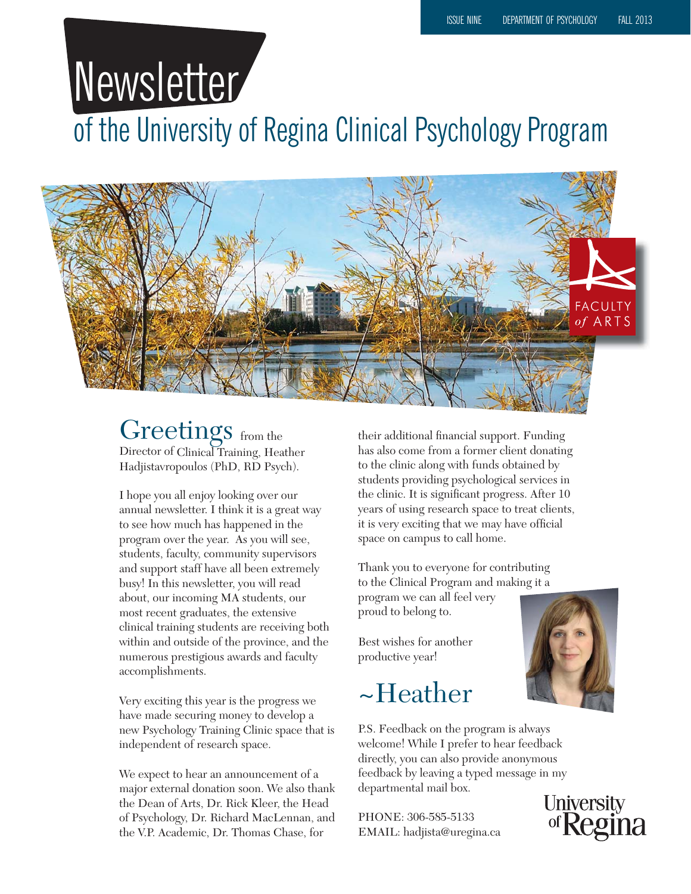ISSUE NINE DEPARTMENT OF PSYCHOLOGY FALL 2013

# Newsletter of the University of Regina Clinical Psychology Program

## Greetings from the Director of Clinical Training, Heather Hadjistavropoulos (PhD, RD Psych).

I hope you all enjoy looking over our annual newsletter. I think it is a great way to see how much has happened in the program over the year. As you will see, students, faculty, community supervisors and support staff have all been extremely busy! In this newsletter, you will read about, our incoming MA students, our most recent graduates, the extensive clinical training students are receiving both within and outside of the province, and the numerous prestigious awards and faculty accomplishments.

Very exciting this year is the progress we have made securing money to develop a new Psychology Training Clinic space that is independent of research space.

We expect to hear an announcement of a major external donation soon. We also thank the Dean of Arts, Dr. Rick Kleer, the Head of Psychology, Dr. Richard MacLennan, and the V.P. Academic, Dr. Thomas Chase, for their additional financial support. Funding has also come from a former client donating to the clinic along with funds obtained by students providing psychological services in the clinic. It is significant progress. After 10 years of using research space to treat clients, it is very exciting that we may have official space on campus to call home.

Thank you to everyone for contributing to the Clinical Program and making it a program we can all feel very proud to belong to.

Best wishes for another productive year!

~Heather

P.S. Feedback on the program is always welcome! While I prefer to hear feedback directly, you can also provide anonymous feedback by leaving a typed message in my departmental mail box.

PHONE: 306-585-5133
EMAIL: hadjista@uregina.ca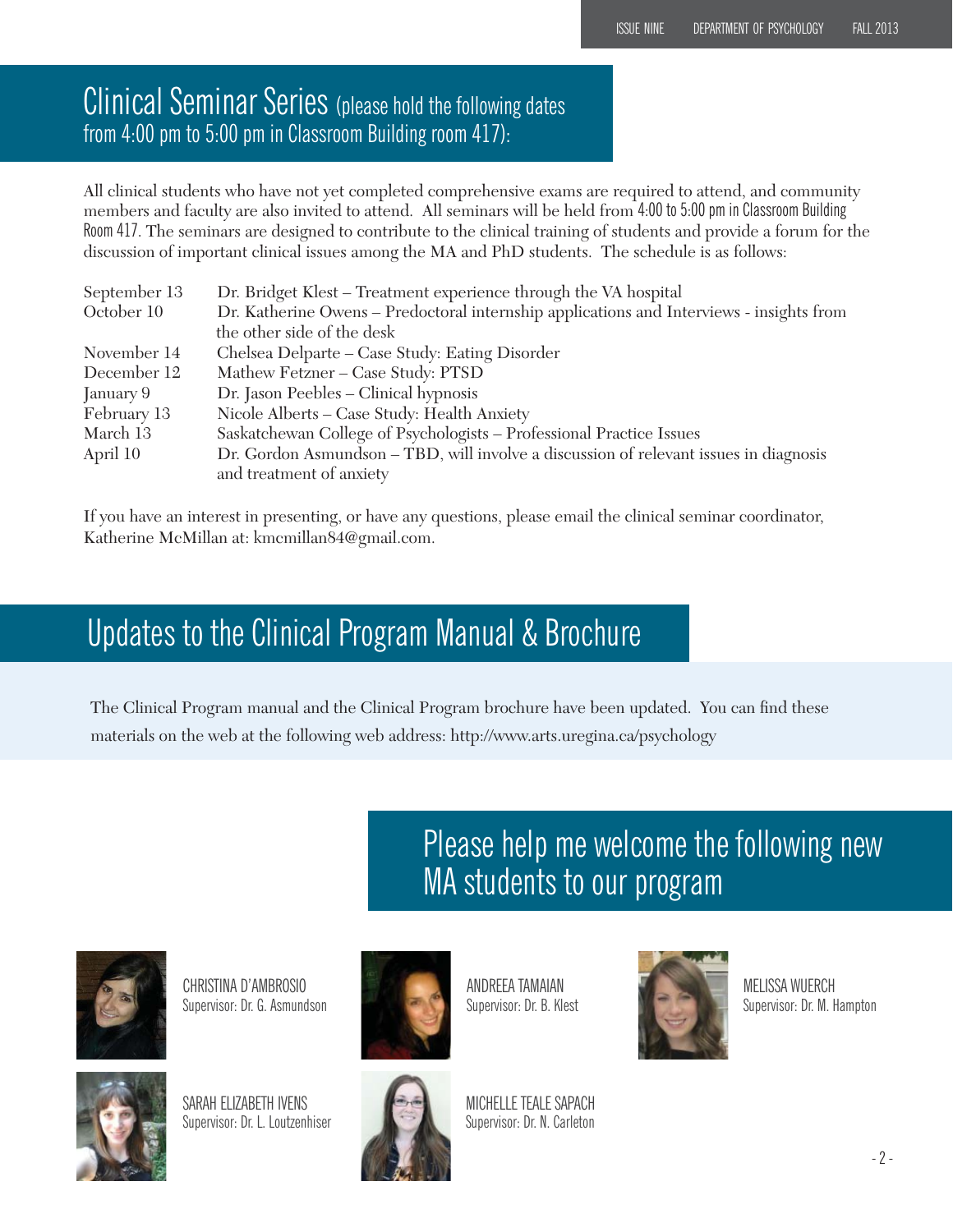## Clinical Seminar Series (please hold the following dates from 4:00 pm to 5:00 pm in Classroom Building room 417):

All clinical students who have not yet completed comprehensive exams are required to attend, and community members and faculty are also invited to attend. All seminars will be held from 4:00 to 5:00 pm in Classroom Building Room 417. The seminars are designed to contribute to the clinical training of students and provide a forum for the discussion of important clinical issues among the MA and PhD students. The schedule is as follows:

| | |
|---|---|
| September 13 | Dr. Bridget Klest – Treatment experience through the VA hospital |
| October 10 | Dr. Katherine Owens – Predoctoral internship applications and Interviews - insights from the other side of the desk |
| November 14 | Chelsea Delparte – Case Study: Eating Disorder |
| December 12 | Mathew Fetzner – Case Study: PTSD |
| January 9 | Dr. Jason Peebles – Clinical hypnosis |
| February 13 | Nicole Alberts – Case Study: Health Anxiety |
| March 13 | Saskatchewan College of Psychologists – Professional Practice Issues |
| April 10 | Dr. Gordon Asmundson – TBD, will involve a discussion of relevant issues in diagnosis and treatment of anxiety |

If you have an interest in presenting, or have any questions, please email the clinical seminar coordinator, Katherine McMillan at: kmcmillan84@gmail.com.

## Updates to the Clinical Program Manual & Brochure

The Clinical Program manual and the Clinical Program brochure have been updated. You can find these materials on the web at the following web address: http://www.arts.uregina.ca/psychology

## Please help me welcome the following new MA students to our program

CHRISTINA D'AMBROSIO
Supervisor: Dr. G. Asmundson

ANDREEA TAMAIAN
Supervisor: Dr. B. Klest

MELISSA WUERCH
Supervisor: Dr. M. Hampton

SARAH ELIZABETH IVENS
Supervisor: Dr. L. Loutzenhiser

MICHELLE TEALE SAPACH
Supervisor: Dr. N. Carleton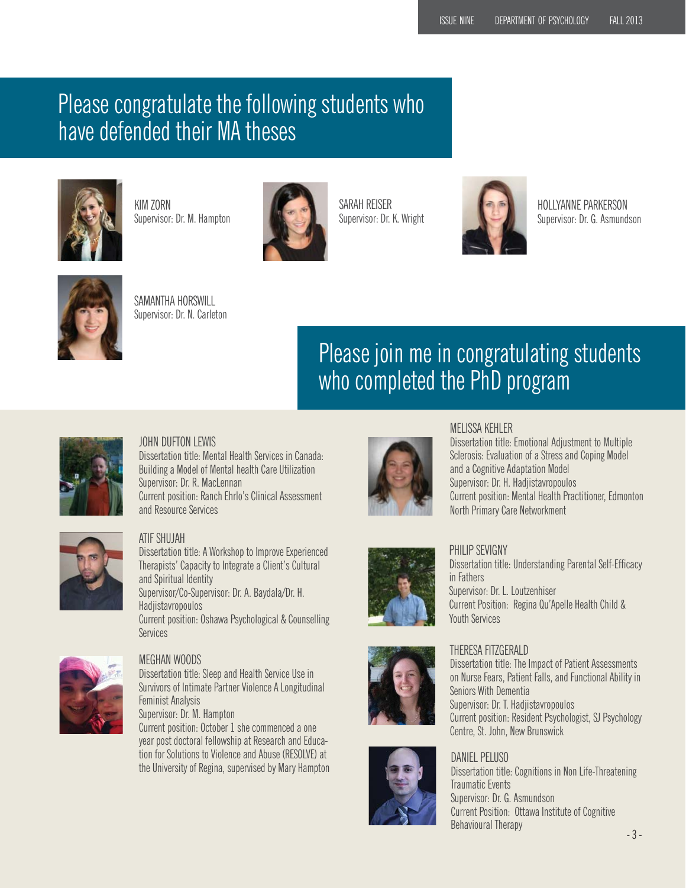## Please congratulate the following students who have defended their MA theses

KIM ZORN
Supervisor: Dr. M. Hampton

SARAH REISER
Supervisor: Dr. K. Wright

HOLLYANNE PARKERSON
Supervisor: Dr. G. Asmundson

SAMANTHA HORSWILL
Supervisor: Dr. N. Carleton

## Please join me in congratulating students who completed the PhD program

JOHN DUFTON LEWIS
Dissertation title: Mental Health Services in Canada: Building a Model of Mental health Care Utilization
Supervisor: Dr. R. MacLennan
Current position: Ranch Ehrlo's Clinical Assessment and Resource Services

ATIF SHUJAH
Dissertation title: A Workshop to Improve Experienced Therapists' Capacity to Integrate a Client's Cultural and Spiritual Identity
Supervisor/Co-Supervisor: Dr. A. Baydala/Dr. H. Hadjistavropoulos
Current position: Oshawa Psychological & Counselling Services

MEGHAN WOODS
Dissertation title: Sleep and Health Service Use in Survivors of Intimate Partner Violence A Longitudinal Feminist Analysis
Supervisor: Dr. M. Hampton
Current position: October 1 she commenced a one year post doctoral fellowship at Research and Education for Solutions to Violence and Abuse (RESOLVE) at the University of Regina, supervised by Mary Hampton

MELISSA KEHLER
Dissertation title: Emotional Adjustment to Multiple Sclerosis: Evaluation of a Stress and Coping Model and a Cognitive Adaptation Model
Supervisor: Dr. H. Hadjistavropoulos
Current position: Mental Health Practitioner, Edmonton North Primary Care Networkment

PHILIP SEVIGNY
Dissertation title: Understanding Parental Self-Efficacy in Fathers
Supervisor: Dr. L. Loutzenhiser
Current Position: Regina Qu'Apelle Health Child & Youth Services

THERESA FITZGERALD
Dissertation title: The Impact of Patient Assessments on Nurse Fears, Patient Falls, and Functional Ability in Seniors With Dementia
Supervisor: Dr. T. Hadjistavropoulos
Current position: Resident Psychologist, SJ Psychology Centre, St. John, New Brunswick

DANIEL PELUSO
Dissertation title: Cognitions in Non Life-Threatening Traumatic Events
Supervisor: Dr. G. Asmundson
Current Position: Ottawa Institute of Cognitive Behavioural Therapy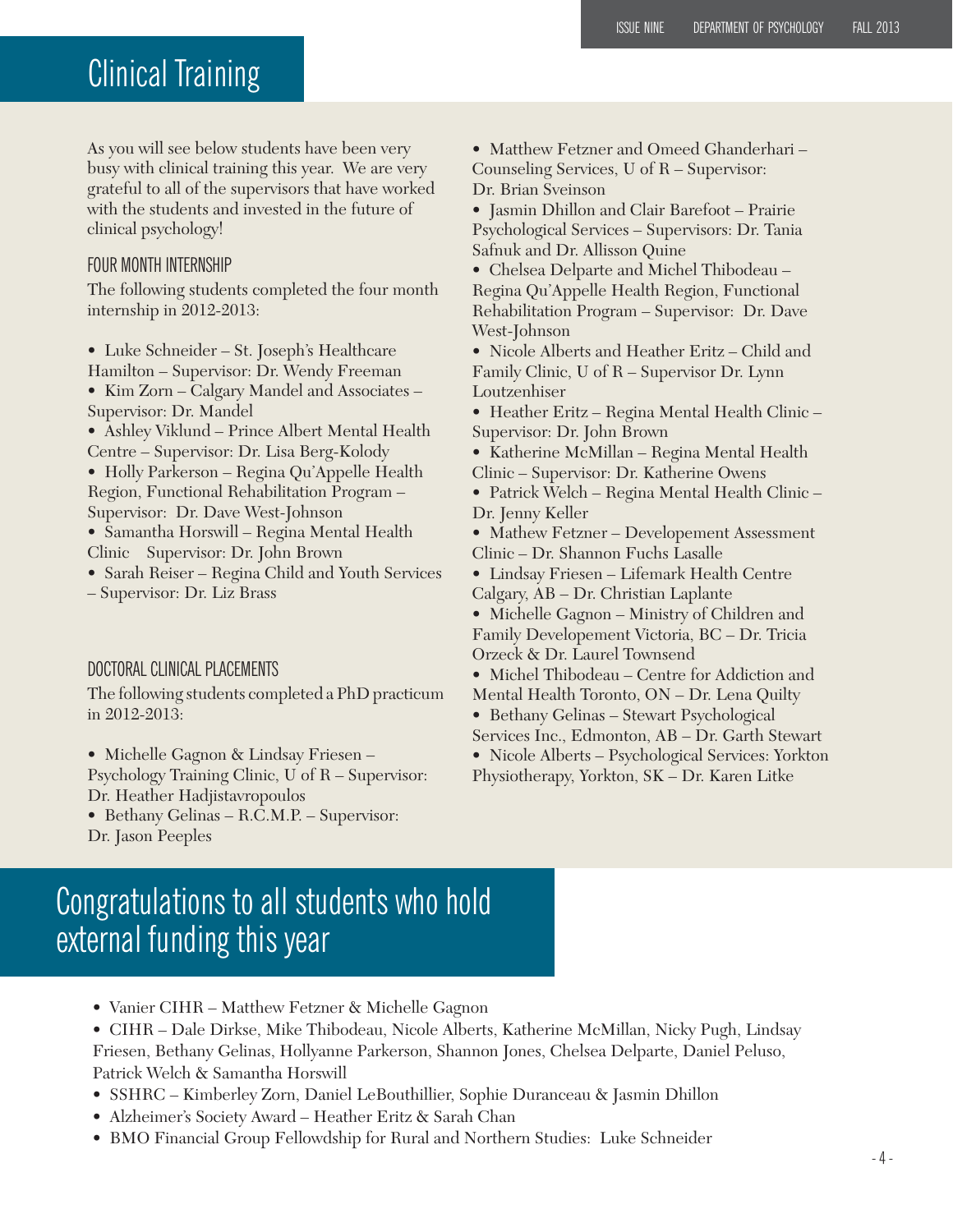# Clinical Training

As you will see below students have been very busy with clinical training this year. We are very grateful to all of the supervisors that have worked with the students and invested in the future of clinical psychology!

### FOUR MONTH INTERNSHIP

The following students completed the four month internship in 2012-2013:

- Luke Schneider – St. Joseph's Healthcare Hamilton – Supervisor: Dr. Wendy Freeman
- Kim Zorn – Calgary Mandel and Associates – Supervisor: Dr. Mandel
- Ashley Viklund – Prince Albert Mental Health Centre – Supervisor: Dr. Lisa Berg-Kolody
- Holly Parkerson – Regina Qu'Appelle Health Region, Functional Rehabilitation Program – Supervisor: Dr. Dave West-Johnson
- Samantha Horswill – Regina Mental Health Clinic Supervisor: Dr. John Brown
- Sarah Reiser – Regina Child and Youth Services – Supervisor: Dr. Liz Brass

### DOCTORAL CLINICAL PLACEMENTS

The following students completed a PhD practicum in 2012-2013:

- Michelle Gagnon & Lindsay Friesen – Psychology Training Clinic, U of R – Supervisor: Dr. Heather Hadjistavropoulos
- Bethany Gelinas – R.C.M.P. – Supervisor: Dr. Jason Peeples
- Matthew Fetzner and Omeed Ghanderhari – Counseling Services, U of R – Supervisor: Dr. Brian Sveinson
- Jasmin Dhillon and Clair Barefoot – Prairie Psychological Services – Supervisors: Dr. Tania Safnuk and Dr. Allisson Quine
- Chelsea Delparte and Michel Thibodeau – Regina Qu'Appelle Health Region, Functional Rehabilitation Program – Supervisor: Dr. Dave West-Johnson
- Nicole Alberts and Heather Eritz – Child and Family Clinic, U of R – Supervisor Dr. Lynn Loutzenhiser
- Heather Eritz – Regina Mental Health Clinic – Supervisor: Dr. John Brown
- Katherine McMillan – Regina Mental Health Clinic – Supervisor: Dr. Katherine Owens
- Patrick Welch – Regina Mental Health Clinic – Dr. Jenny Keller
- Mathew Fetzner – Developement Assessment Clinic – Dr. Shannon Fuchs Lasalle
- Lindsay Friesen – Lifemark Health Centre Calgary, AB – Dr. Christian Laplante
- Michelle Gagnon – Ministry of Children and Family Developement Victoria, BC – Dr. Tricia Orzeck & Dr. Laurel Townsend
- Michel Thibodeau – Centre for Addiction and Mental Health Toronto, ON – Dr. Lena Quilty
- Bethany Gelinas – Stewart Psychological Services Inc., Edmonton, AB – Dr. Garth Stewart
- Nicole Alberts – Psychological Services: Yorkton Physiotherapy, Yorkton, SK – Dr. Karen Litke

# Congratulations to all students who hold external funding this year

- Vanier CIHR – Matthew Fetzner & Michelle Gagnon
- CIHR – Dale Dirkse, Mike Thibodeau, Nicole Alberts, Katherine McMillan, Nicky Pugh, Lindsay Friesen, Bethany Gelinas, Hollyanne Parkerson, Shannon Jones, Chelsea Delparte, Daniel Peluso, Patrick Welch & Samantha Horswill
- SSHRC – Kimberley Zorn, Daniel LeBouthillier, Sophie Duranceau & Jasmin Dhillon
- Alzheimer's Society Award – Heather Eritz & Sarah Chan
- BMO Financial Group Fellowdship for Rural and Northern Studies: Luke Schneider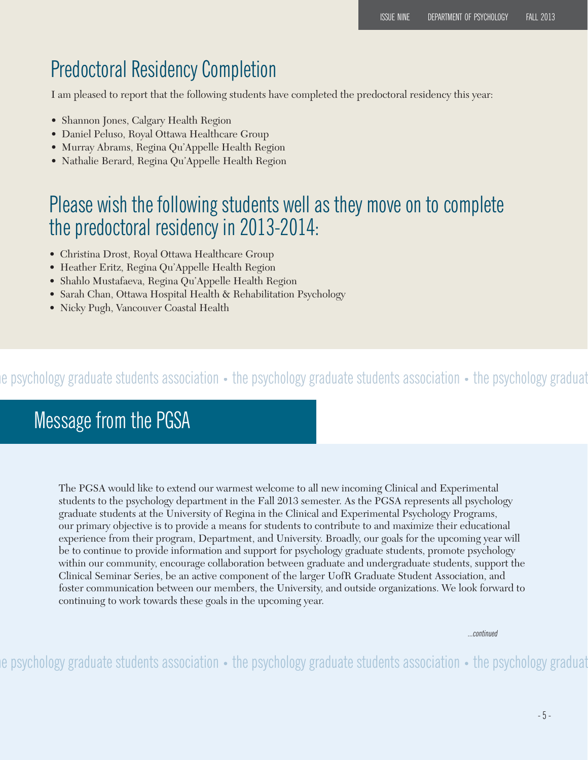## Predoctoral Residency Completion

I am pleased to report that the following students have completed the predoctoral residency this year:

- Shannon Jones, Calgary Health Region
- Daniel Peluso, Royal Ottawa Healthcare Group
- Murray Abrams, Regina Qu'Appelle Health Region
- Nathalie Berard, Regina Qu'Appelle Health Region

## Please wish the following students well as they move on to complete the predoctoral residency in 2013-2014:

- Christina Drost, Royal Ottawa Healthcare Group
- Heather Eritz, Regina Qu'Appelle Health Region
- Shahlo Mustafaeva, Regina Qu'Appelle Health Region
- Sarah Chan, Ottawa Hospital Health & Rehabilitation Psychology
- Nicky Pugh, Vancouver Coastal Health

## Message from the PGSA

The PGSA would like to extend our warmest welcome to all new incoming Clinical and Experimental students to the psychology department in the Fall 2013 semester. As the PGSA represents all psychology graduate students at the University of Regina in the Clinical and Experimental Psychology Programs, our primary objective is to provide a means for students to contribute to and maximize their educational experience from their program, Department, and University. Broadly, our goals for the upcoming year will be to continue to provide information and support for psychology graduate students, promote psychology within our community, encourage collaboration between graduate and undergraduate students, support the Clinical Seminar Series, be an active component of the larger UofR Graduate Student Association, and foster communication between our members, the University, and outside organizations. We look forward to continuing to work towards these goals in the upcoming year.

*...continued*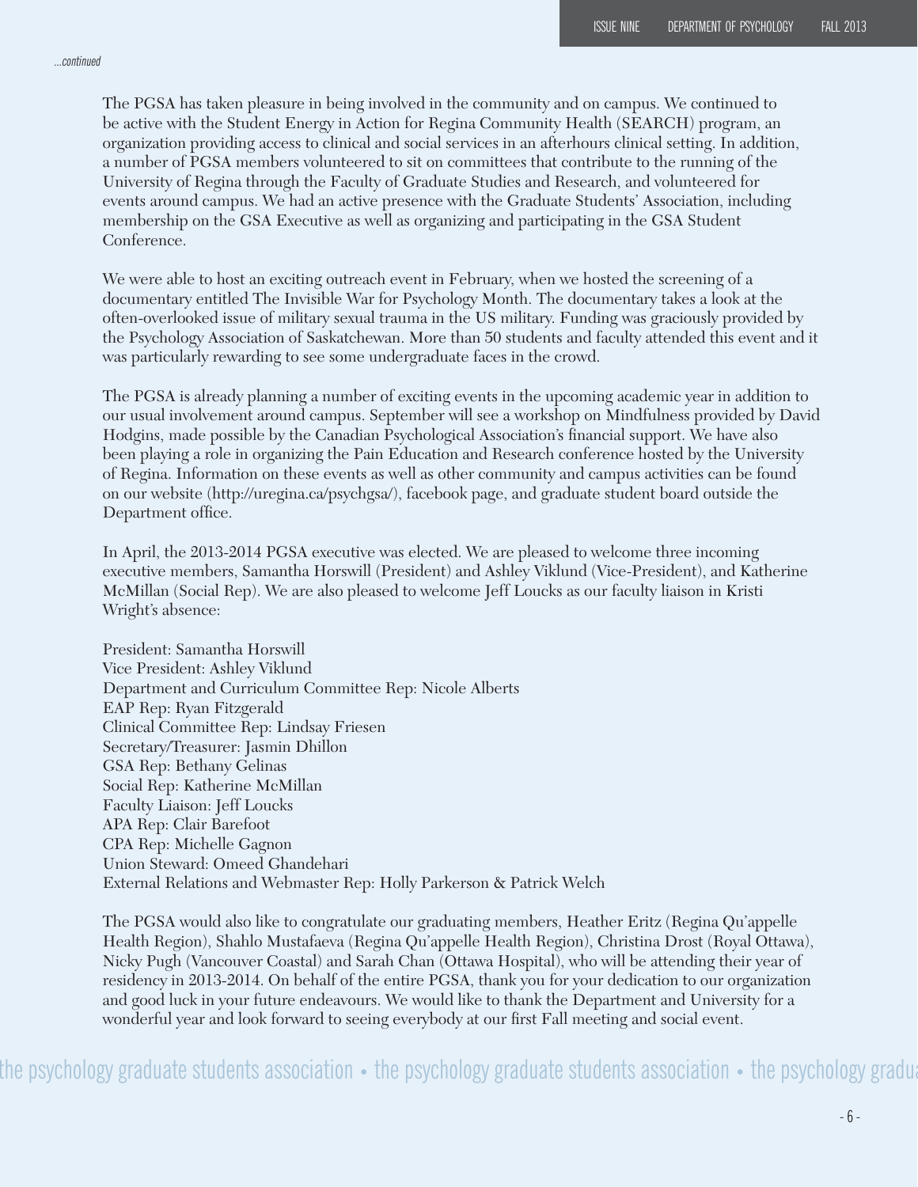*...continued*

The PGSA has taken pleasure in being involved in the community and on campus. We continued to be active with the Student Energy in Action for Regina Community Health (SEARCH) program, an organization providing access to clinical and social services in an afterhours clinical setting. In addition, a number of PGSA members volunteered to sit on committees that contribute to the running of the University of Regina through the Faculty of Graduate Studies and Research, and volunteered for events around campus. We had an active presence with the Graduate Students' Association, including membership on the GSA Executive as well as organizing and participating in the GSA Student Conference.

We were able to host an exciting outreach event in February, when we hosted the screening of a documentary entitled The Invisible War for Psychology Month. The documentary takes a look at the often-overlooked issue of military sexual trauma in the US military. Funding was graciously provided by the Psychology Association of Saskatchewan. More than 50 students and faculty attended this event and it was particularly rewarding to see some undergraduate faces in the crowd.

The PGSA is already planning a number of exciting events in the upcoming academic year in addition to our usual involvement around campus. September will see a workshop on Mindfulness provided by David Hodgins, made possible by the Canadian Psychological Association's financial support. We have also been playing a role in organizing the Pain Education and Research conference hosted by the University of Regina. Information on these events as well as other community and campus activities can be found on our website (http://uregina.ca/psychgsa/), facebook page, and graduate student board outside the Department office.

In April, the 2013-2014 PGSA executive was elected. We are pleased to welcome three incoming executive members, Samantha Horswill (President) and Ashley Viklund (Vice-President), and Katherine McMillan (Social Rep). We are also pleased to welcome Jeff Loucks as our faculty liaison in Kristi Wright's absence:

President: Samantha Horswill
Vice President: Ashley Viklund
Department and Curriculum Committee Rep: Nicole Alberts
EAP Rep: Ryan Fitzgerald
Clinical Committee Rep: Lindsay Friesen
Secretary/Treasurer: Jasmin Dhillon
GSA Rep: Bethany Gelinas
Social Rep: Katherine McMillan
Faculty Liaison: Jeff Loucks
APA Rep: Clair Barefoot
CPA Rep: Michelle Gagnon
Union Steward: Omeed Ghandehari
External Relations and Webmaster Rep: Holly Parkerson & Patrick Welch

The PGSA would also like to congratulate our graduating members, Heather Eritz (Regina Qu'appelle Health Region), Shahlo Mustafaeva (Regina Qu'appelle Health Region), Christina Drost (Royal Ottawa), Nicky Pugh (Vancouver Coastal) and Sarah Chan (Ottawa Hospital), who will be attending their year of residency in 2013-2014. On behalf of the entire PGSA, thank you for your dedication to our organization and good luck in your future endeavours. We would like to thank the Department and University for a wonderful year and look forward to seeing everybody at our first Fall meeting and social event.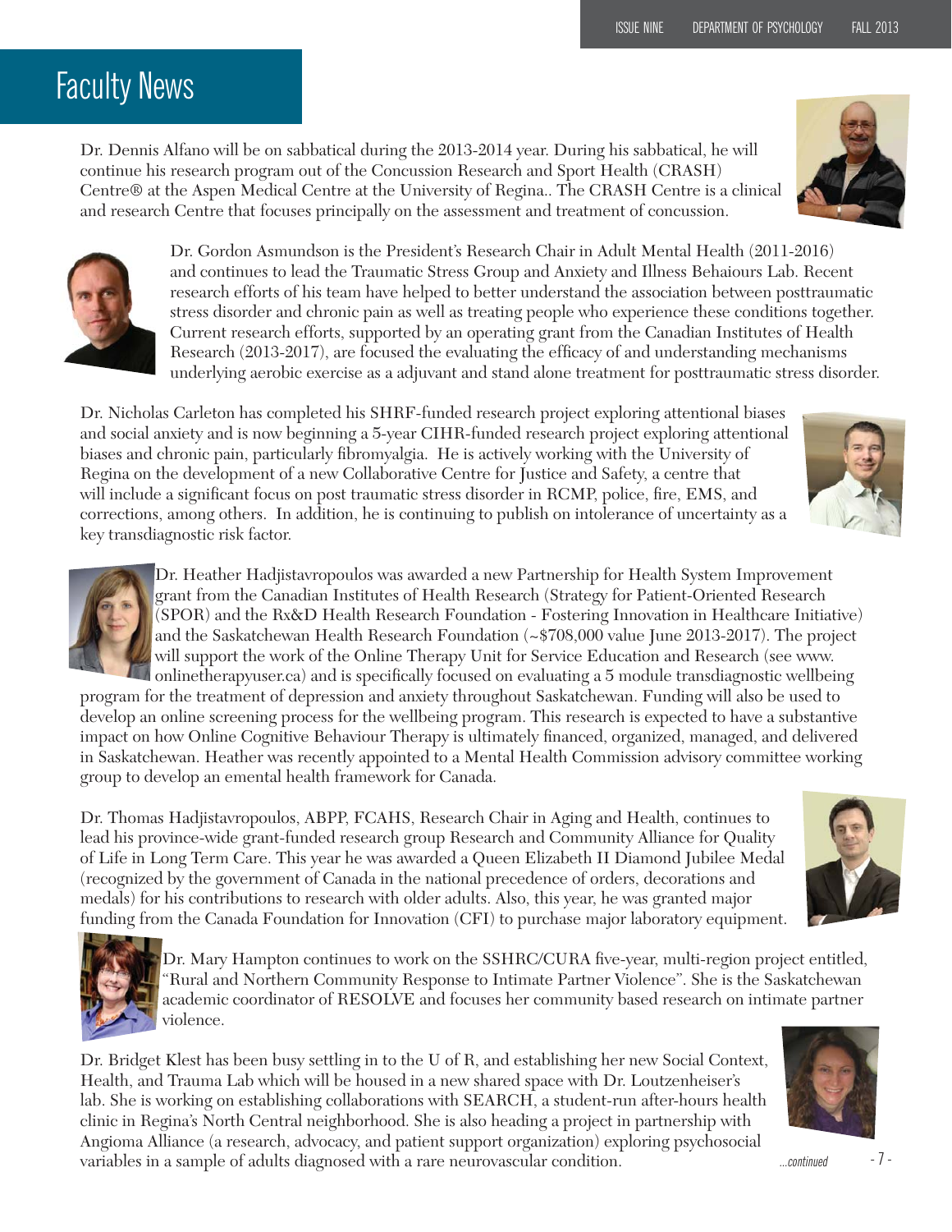# Faculty News

Dr. Dennis Alfano will be on sabbatical during the 2013-2014 year. During his sabbatical, he will continue his research program out of the Concussion Research and Sport Health (CRASH) Centre® at the Aspen Medical Centre at the University of Regina.. The CRASH Centre is a clinical and research Centre that focuses principally on the assessment and treatment of concussion.

Dr. Gordon Asmundson is the President's Research Chair in Adult Mental Health (2011-2016) and continues to lead the Traumatic Stress Group and Anxiety and Illness Behaiours Lab. Recent research efforts of his team have helped to better understand the association between posttraumatic stress disorder and chronic pain as well as treating people who experience these conditions together. Current research efforts, supported by an operating grant from the Canadian Institutes of Health Research (2013-2017), are focused the evaluating the efficacy of and understanding mechanisms underlying aerobic exercise as a adjuvant and stand alone treatment for posttraumatic stress disorder.

Dr. Nicholas Carleton has completed his SHRF-funded research project exploring attentional biases and social anxiety and is now beginning a 5-year CIHR-funded research project exploring attentional biases and chronic pain, particularly fibromyalgia. He is actively working with the University of Regina on the development of a new Collaborative Centre for Justice and Safety, a centre that will include a significant focus on post traumatic stress disorder in RCMP, police, fire, EMS, and corrections, among others. In addition, he is continuing to publish on intolerance of uncertainty as a key transdiagnostic risk factor.

Dr. Heather Hadjistavropoulos was awarded a new Partnership for Health System Improvement grant from the Canadian Institutes of Health Research (Strategy for Patient-Oriented Research (SPOR) and the Rx&D Health Research Foundation - Fostering Innovation in Healthcare Initiative) and the Saskatchewan Health Research Foundation (~$708,000 value June 2013-2017). The project will support the work of the Online Therapy Unit for Service Education and Research (see www.onlinetherapyuser.ca) and is specifically focused on evaluating a 5 module transdiagnostic wellbeing program for the treatment of depression and anxiety throughout Saskatchewan. Funding will also be used to develop an online screening process for the wellbeing program. This research is expected to have a substantive impact on how Online Cognitive Behaviour Therapy is ultimately financed, organized, managed, and delivered in Saskatchewan. Heather was recently appointed to a Mental Health Commission advisory committee working group to develop an emental health framework for Canada.

Dr. Thomas Hadjistavropoulos, ABPP, FCAHS, Research Chair in Aging and Health, continues to lead his province-wide grant-funded research group Research and Community Alliance for Quality of Life in Long Term Care. This year he was awarded a Queen Elizabeth II Diamond Jubilee Medal (recognized by the government of Canada in the national precedence of orders, decorations and medals) for his contributions to research with older adults. Also, this year, he was granted major funding from the Canada Foundation for Innovation (CFI) to purchase major laboratory equipment.

Dr. Mary Hampton continues to work on the SSHRC/CURA five-year, multi-region project entitled, "Rural and Northern Community Response to Intimate Partner Violence". She is the Saskatchewan academic coordinator of RESOLVE and focuses her community based research on intimate partner violence.

Dr. Bridget Klest has been busy settling in to the U of R, and establishing her new Social Context, Health, and Trauma Lab which will be housed in a new shared space with Dr. Loutzenheiser's lab. She is working on establishing collaborations with SEARCH, a student-run after-hours health clinic in Regina's North Central neighborhood. She is also heading a project in partnership with Angioma Alliance (a research, advocacy, and patient support organization) exploring psychosocial variables in a sample of adults diagnosed with a rare neurovascular condition.

*...continued*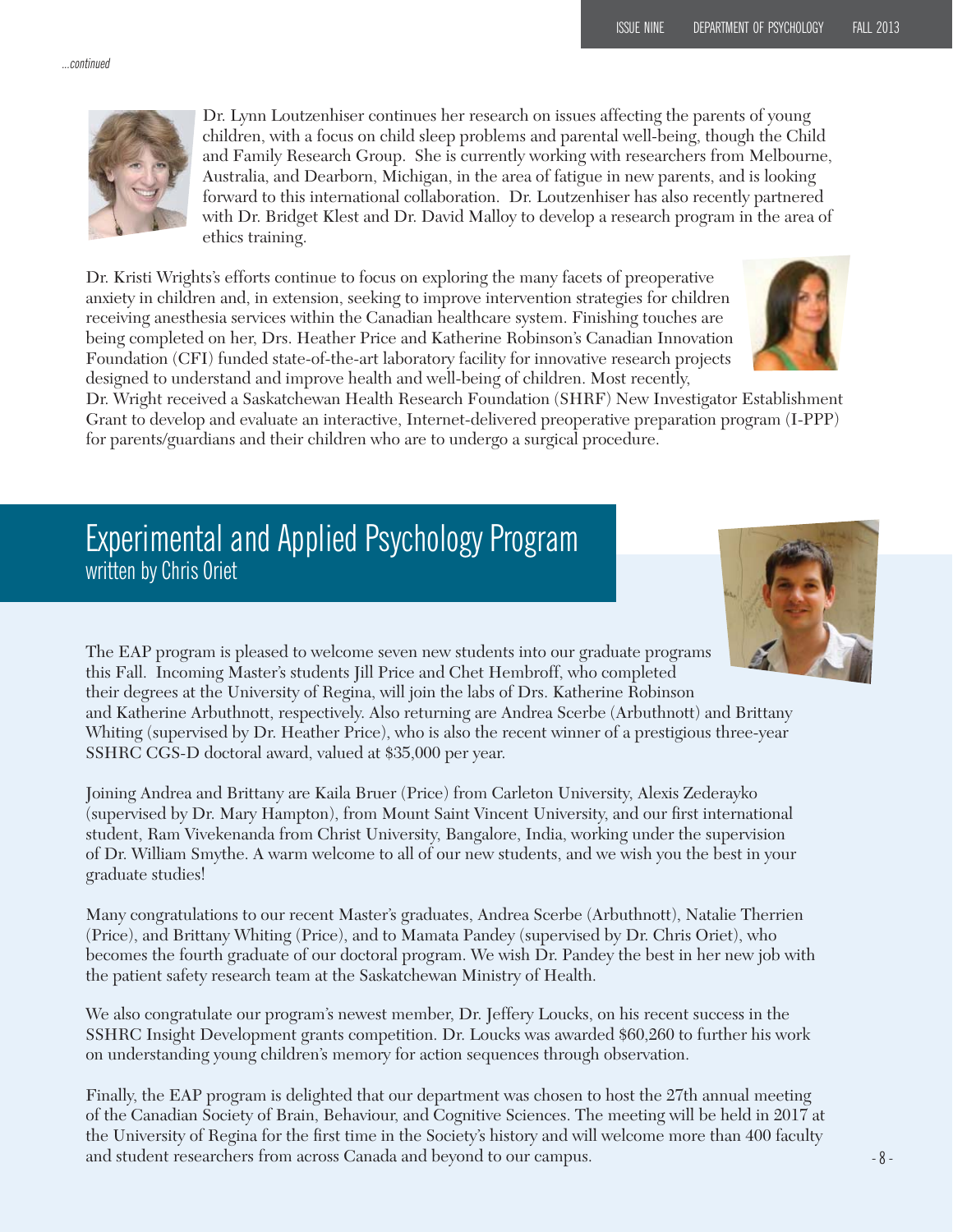*...continued*

Dr. Lynn Loutzenhiser continues her research on issues affecting the parents of young children, with a focus on child sleep problems and parental well-being, though the Child and Family Research Group. She is currently working with researchers from Melbourne, Australia, and Dearborn, Michigan, in the area of fatigue in new parents, and is looking forward to this international collaboration. Dr. Loutzenhiser has also recently partnered with Dr. Bridget Klest and Dr. David Malloy to develop a research program in the area of ethics training.

Dr. Kristi Wrights's efforts continue to focus on exploring the many facets of preoperative anxiety in children and, in extension, seeking to improve intervention strategies for children receiving anesthesia services within the Canadian healthcare system. Finishing touches are being completed on her, Drs. Heather Price and Katherine Robinson's Canadian Innovation Foundation (CFI) funded state-of-the-art laboratory facility for innovative research projects designed to understand and improve health and well-being of children. Most recently, Dr. Wright received a Saskatchewan Health Research Foundation (SHRF) New Investigator Establishment Grant to develop and evaluate an interactive, Internet-delivered preoperative preparation program (I-PPP) for parents/guardians and their children who are to undergo a surgical procedure.

## Experimental and Applied Psychology Program
written by Chris Oriet

The EAP program is pleased to welcome seven new students into our graduate programs this Fall. Incoming Master's students Jill Price and Chet Hembroff, who completed their degrees at the University of Regina, will join the labs of Drs. Katherine Robinson and Katherine Arbuthnott, respectively. Also returning are Andrea Scerbe (Arbuthnott) and Brittany Whiting (supervised by Dr. Heather Price), who is also the recent winner of a prestigious three-year SSHRC CGS-D doctoral award, valued at $35,000 per year.

Joining Andrea and Brittany are Kaila Bruer (Price) from Carleton University, Alexis Zederayko (supervised by Dr. Mary Hampton), from Mount Saint Vincent University, and our first international student, Ram Vivekenanda from Christ University, Bangalore, India, working under the supervision of Dr. William Smythe. A warm welcome to all of our new students, and we wish you the best in your graduate studies!

Many congratulations to our recent Master's graduates, Andrea Scerbe (Arbuthnott), Natalie Therrien (Price), and Brittany Whiting (Price), and to Mamata Pandey (supervised by Dr. Chris Oriet), who becomes the fourth graduate of our doctoral program. We wish Dr. Pandey the best in her new job with the patient safety research team at the Saskatchewan Ministry of Health.

We also congratulate our program's newest member, Dr. Jeffery Loucks, on his recent success in the SSHRC Insight Development grants competition. Dr. Loucks was awarded $60,260 to further his work on understanding young children's memory for action sequences through observation.

Finally, the EAP program is delighted that our department was chosen to host the 27th annual meeting of the Canadian Society of Brain, Behaviour, and Cognitive Sciences. The meeting will be held in 2017 at the University of Regina for the first time in the Society's history and will welcome more than 400 faculty and student researchers from across Canada and beyond to our campus.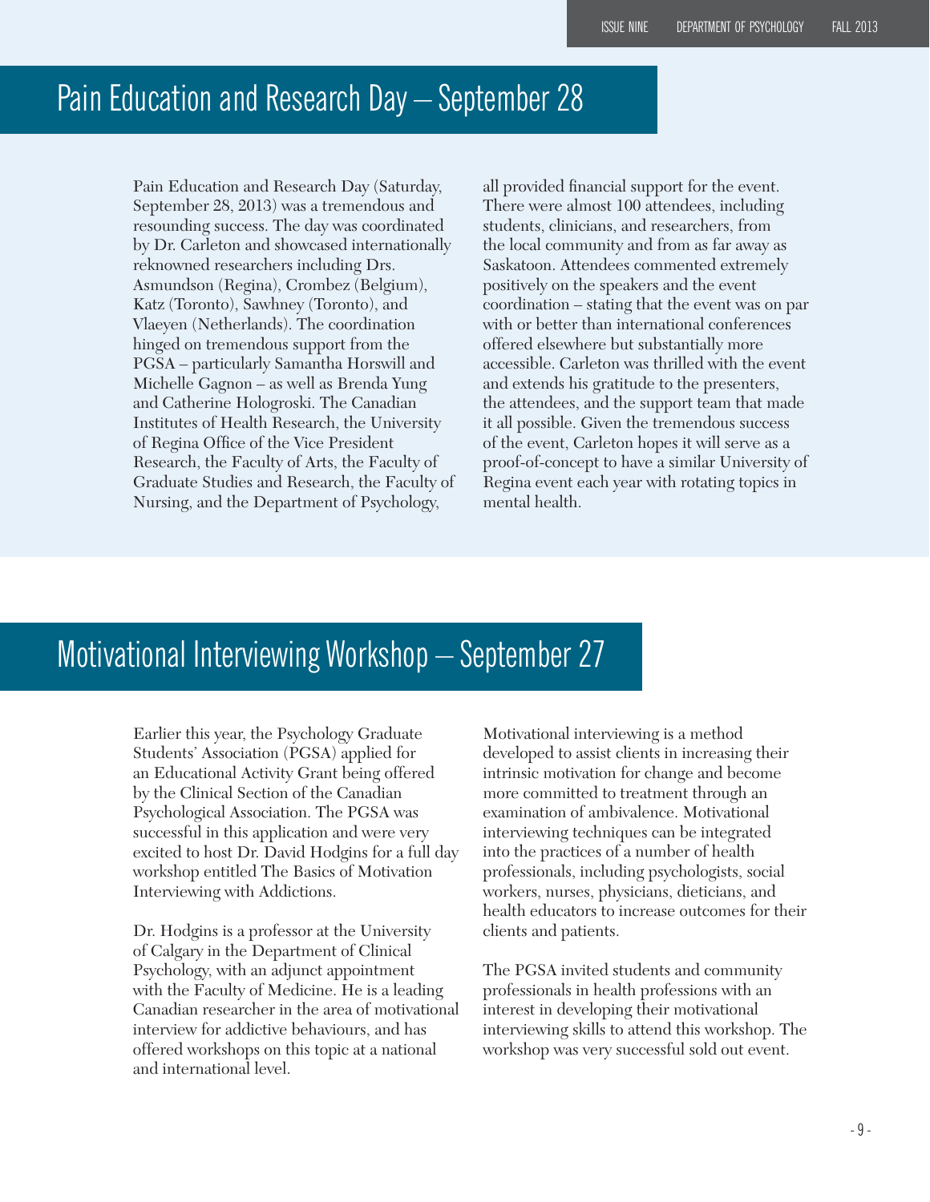## Pain Education and Research Day – September 28

Pain Education and Research Day (Saturday, September 28, 2013) was a tremendous and resounding success. The day was coordinated by Dr. Carleton and showcased internationally reknowned researchers including Drs. Asmundson (Regina), Crombez (Belgium), Katz (Toronto), Sawhney (Toronto), and Vlaeyen (Netherlands). The coordination hinged on tremendous support from the PGSA – particularly Samantha Horswill and Michelle Gagnon – as well as Brenda Yung and Catherine Hologroski. The Canadian Institutes of Health Research, the University of Regina Office of the Vice President Research, the Faculty of Arts, the Faculty of Graduate Studies and Research, the Faculty of Nursing, and the Department of Psychology, all provided financial support for the event. There were almost 100 attendees, including students, clinicians, and researchers, from the local community and from as far away as Saskatoon. Attendees commented extremely positively on the speakers and the event coordination – stating that the event was on par with or better than international conferences offered elsewhere but substantially more accessible. Carleton was thrilled with the event and extends his gratitude to the presenters, the attendees, and the support team that made it all possible. Given the tremendous success of the event, Carleton hopes it will serve as a proof-of-concept to have a similar University of Regina event each year with rotating topics in mental health.

## Motivational Interviewing Workshop – September 27

Earlier this year, the Psychology Graduate Students' Association (PGSA) applied for an Educational Activity Grant being offered by the Clinical Section of the Canadian Psychological Association. The PGSA was successful in this application and were very excited to host Dr. David Hodgins for a full day workshop entitled The Basics of Motivation Interviewing with Addictions.

Dr. Hodgins is a professor at the University of Calgary in the Department of Clinical Psychology, with an adjunct appointment with the Faculty of Medicine. He is a leading Canadian researcher in the area of motivational interview for addictive behaviours, and has offered workshops on this topic at a national and international level.

Motivational interviewing is a method developed to assist clients in increasing their intrinsic motivation for change and become more committed to treatment through an examination of ambivalence. Motivational interviewing techniques can be integrated into the practices of a number of health professionals, including psychologists, social workers, nurses, physicians, dieticians, and health educators to increase outcomes for their clients and patients.

The PGSA invited students and community professionals in health professions with an interest in developing their motivational interviewing skills to attend this workshop. The workshop was very successful sold out event.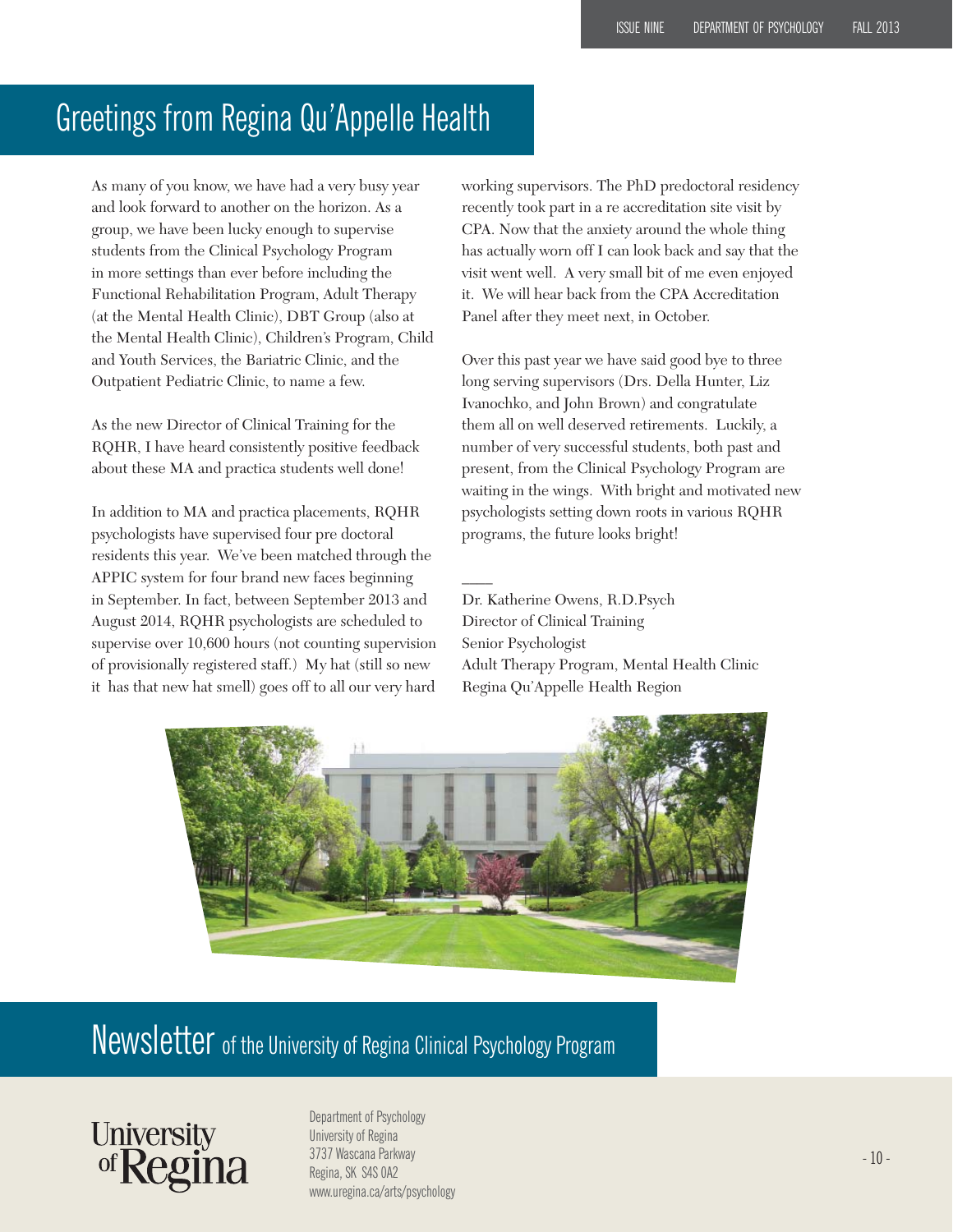# Greetings from Regina Qu'Appelle Health

As many of you know, we have had a very busy year and look forward to another on the horizon. As a group, we have been lucky enough to supervise students from the Clinical Psychology Program in more settings than ever before including the Functional Rehabilitation Program, Adult Therapy (at the Mental Health Clinic), DBT Group (also at the Mental Health Clinic), Children's Program, Child and Youth Services, the Bariatric Clinic, and the Outpatient Pediatric Clinic, to name a few.

As the new Director of Clinical Training for the RQHR, I have heard consistently positive feedback about these MA and practica students well done!

In addition to MA and practica placements, RQHR psychologists have supervised four pre doctoral residents this year. We've been matched through the APPIC system for four brand new faces beginning in September. In fact, between September 2013 and August 2014, RQHR psychologists are scheduled to supervise over 10,600 hours (not counting supervision of provisionally registered staff.) My hat (still so new it has that new hat smell) goes off to all our very hard working supervisors. The PhD predoctoral residency recently took part in a re accreditation site visit by CPA. Now that the anxiety around the whole thing has actually worn off I can look back and say that the visit went well. A very small bit of me even enjoyed it. We will hear back from the CPA Accreditation Panel after they meet next, in October.

Over this past year we have said good bye to three long serving supervisors (Drs. Della Hunter, Liz Ivanochko, and John Brown) and congratulate them all on well deserved retirements. Luckily, a number of very successful students, both past and present, from the Clinical Psychology Program are waiting in the wings. With bright and motivated new psychologists setting down roots in various RQHR programs, the future looks bright!

\_\_\_\_

Dr. Katherine Owens, R.D.Psych
Director of Clinical Training
Senior Psychologist
Adult Therapy Program, Mental Health Clinic
Regina Qu'Appelle Health Region

# Newsletter of the University of Regina Clinical Psychology Program

University of Regina

Department of Psychology
University of Regina
3737 Wascana Parkway
Regina, SK S4S 0A2
www.uregina.ca/arts/psychology